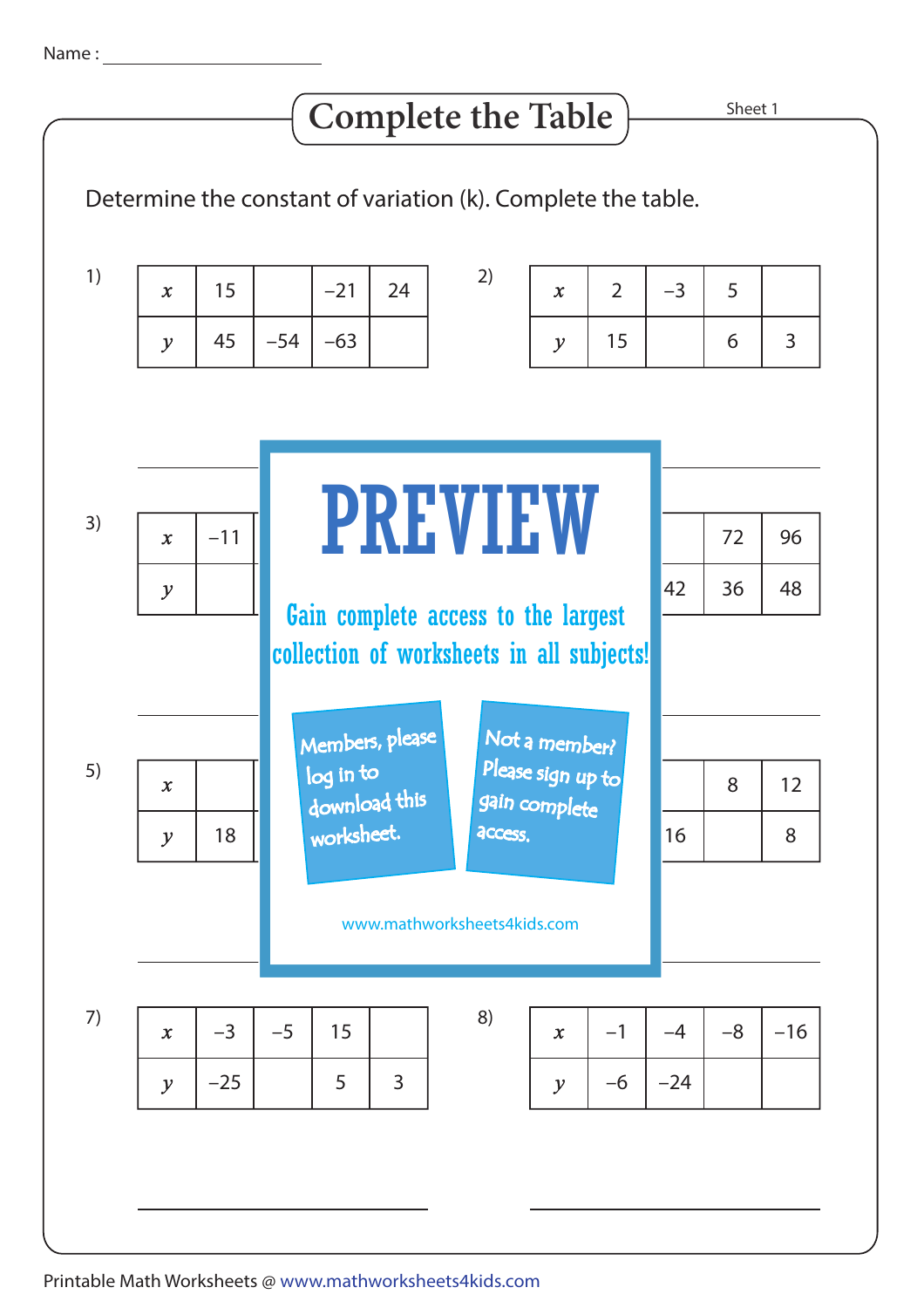Name : ______________________

# Complete the Table

Sheet 1

Determine the constant of variation (k). Complete the table.

1)

| $x$ | 15 | | –21 | 24 |
|---|---|---|---|---|
| $y$ | 45 | –54 | –63 | |

2)

| $x$ | 2 | –3 | 5 | |
|---|---|---|---|---|
| $y$ | 15 | | 6 | 3 |

3)

| $x$ | –11 | | | |
|---|---|---|---|---|
| $y$ | | | | |

4)

| $x$ | | | 72 | 96 |
|---|---|---|---|---|
| $y$ | | 42 | 36 | 48 |

5)

| $x$ | | | | |
|---|---|---|---|---|
| $y$ | 18 | | | |

6)

| $x$ | | | 8 | 12 |
|---|---|---|---|---|
| $y$ | | 16 | | 8 |

PREVIEW

Gain complete access to the largest collection of worksheets in all subjects!

Members, please log in to download this worksheet.

Not a member? Please sign up to gain complete access.

www.mathworksheets4kids.com

7)

| $x$ | –3 | –5 | 15 | |
|---|---|---|---|---|
| $y$ | –25 | | 5 | 3 |

8)

| $x$ | –1 | –4 | –8 | –16 |
|---|---|---|---|---|
| $y$ | –6 | –24 | | |

Printable Math Worksheets @ www.mathworksheets4kids.com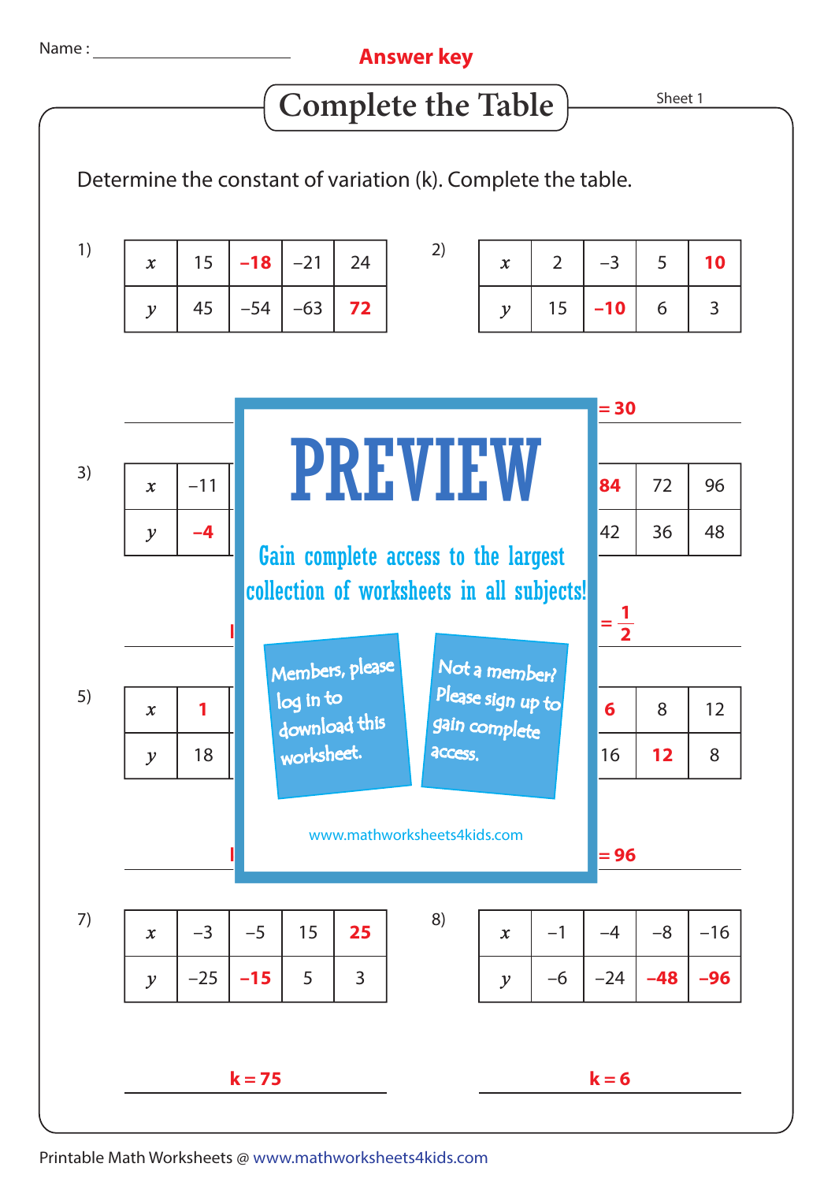Name : ____________________

**Answer key**

# Complete the Table

Sheet 1

Determine the constant of variation (k). Complete the table.

1)

| | | | | |
|---|---|---|---|---|
| $x$ | 15 | **–18** | –21 | 24 |
| $y$ | 45 | –54 | –63 | **72** |

2)

| | | | | |
|---|---|---|---|---|
| $x$ | 2 | –3 | 5 | **10** |
| $y$ | 15 | **–10** | 6 | 3 |

**= 30**

3)

| | | |
|---|---|---|
| $x$ | –11 | |
| $y$ | **–4** | |

4)

| | | | |
|---|---|---|---|
| $x$ | **84** | 72 | 96 |
| $y$ | 42 | 36 | 48 |

**= $\frac{1}{2}$**

5)

| | | |
|---|---|---|
| $x$ | **1** | |
| $y$ | 18 | |

6)

| | | | |
|---|---|---|---|
| $x$ | **6** | 8 | 12 |
| $y$ | 16 | **12** | 8 |

**= 96**

PREVIEW

Gain complete access to the largest collection of worksheets in all subjects!

Members, please log in to download this worksheet.

Not a member? Please sign up to gain complete access.

www.mathworksheets4kids.com

7)

| | | | | |
|---|---|---|---|---|
| $x$ | –3 | –5 | 15 | **25** |
| $y$ | –25 | **–15** | 5 | 3 |

**k = 75**

8)

| | | | | |
|---|---|---|---|---|
| $x$ | –1 | –4 | –8 | –16 |
| $y$ | –6 | –24 | **–48** | **–96** |

**k = 6**

Printable Math Worksheets @ www.mathworksheets4kids.com